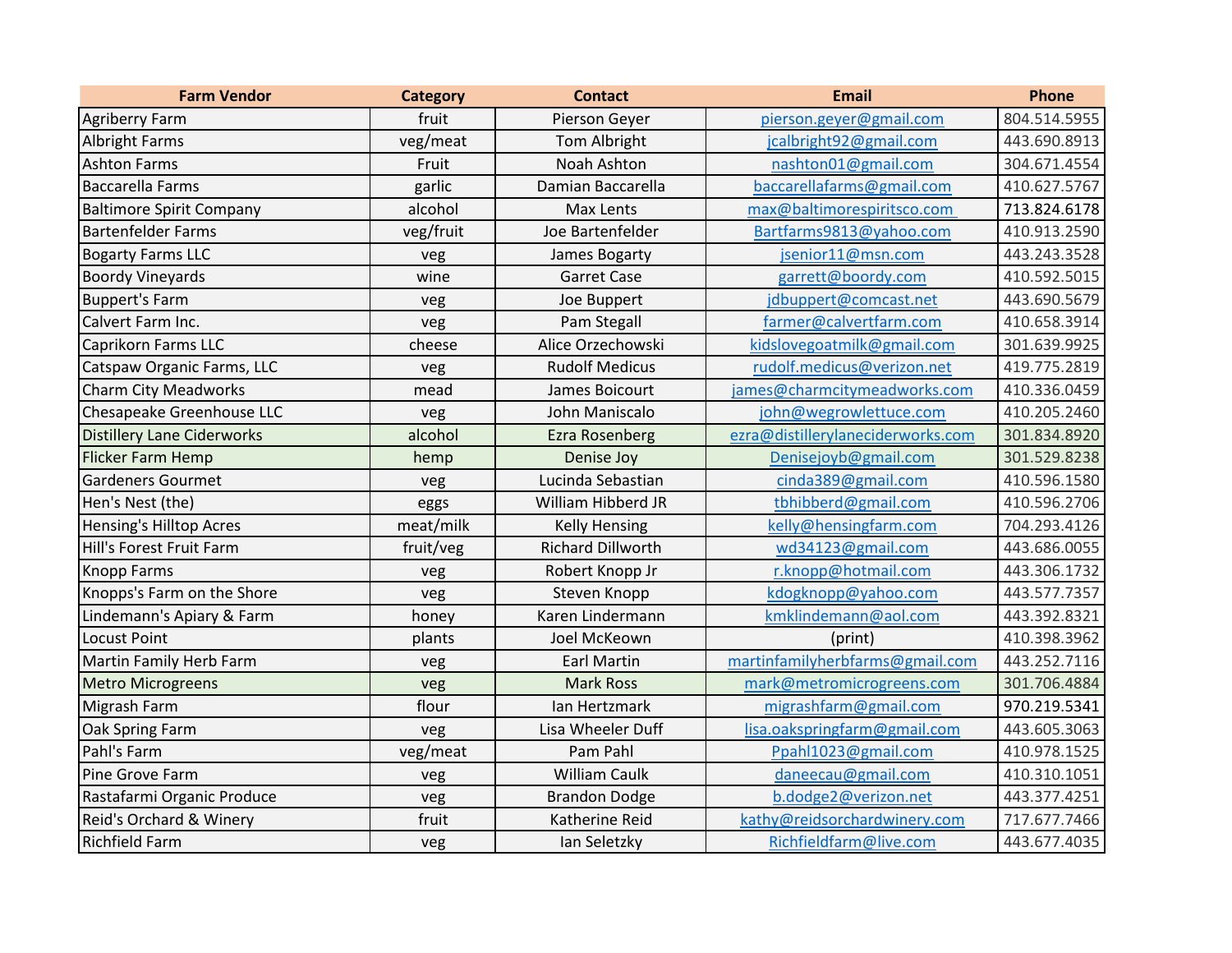| Farm Vendor | Category | Contact | Email | Phone |
|---|---|---|---|---|
| Agriberry Farm | fruit | Pierson Geyer | pierson.geyer@gmail.com | 804.514.5955 |
| Albright Farms | veg/meat | Tom Albright | jcalbright92@gmail.com | 443.690.8913 |
| Ashton Farms | Fruit | Noah Ashton | nashton01@gmail.com | 304.671.4554 |
| Baccarella Farms | garlic | Damian Baccarella | baccarellafarms@gmail.com | 410.627.5767 |
| Baltimore Spirit Company | alcohol | Max Lents | max@baltimorespiritsco.com | 713.824.6178 |
| Bartenfelder Farms | veg/fruit | Joe Bartenfelder | Bartfarms9813@yahoo.com | 410.913.2590 |
| Bogarty Farms LLC | veg | James Bogarty | jsenior11@msn.com | 443.243.3528 |
| Boordy Vineyards | wine | Garret Case | garrett@boordy.com | 410.592.5015 |
| Buppert's Farm | veg | Joe Buppert | jdbuppert@comcast.net | 443.690.5679 |
| Calvert Farm Inc. | veg | Pam Stegall | farmer@calvertfarm.com | 410.658.3914 |
| Caprikorn Farms LLC | cheese | Alice Orzechowski | kidslovegoatmilk@gmail.com | 301.639.9925 |
| Catspaw Organic Farms, LLC | veg | Rudolf Medicus | rudolf.medicus@verizon.net | 419.775.2819 |
| Charm City Meadworks | mead | James Boicourt | james@charmcitymeadworks.com | 410.336.0459 |
| Chesapeake Greenhouse LLC | veg | John Maniscalo | john@wegrowlettuce.com | 410.205.2460 |
| Distillery Lane Ciderworks | alcohol | Ezra Rosenberg | ezra@distillerylaneciderworks.com | 301.834.8920 |
| Flicker Farm Hemp | hemp | Denise Joy | Denisejoyb@gmail.com | 301.529.8238 |
| Gardeners Gourmet | veg | Lucinda Sebastian | cinda389@gmail.com | 410.596.1580 |
| Hen's Nest (the) | eggs | William Hibberd JR | tbhibberd@gmail.com | 410.596.2706 |
| Hensing's Hilltop Acres | meat/milk | Kelly Hensing | kelly@hensingfarm.com | 704.293.4126 |
| Hill's Forest Fruit Farm | fruit/veg | Richard Dillworth | wd34123@gmail.com | 443.686.0055 |
| Knopp Farms | veg | Robert Knopp Jr | r.knopp@hotmail.com | 443.306.1732 |
| Knopps's Farm on the Shore | veg | Steven Knopp | kdogknopp@yahoo.com | 443.577.7357 |
| Lindemann's Apiary & Farm | honey | Karen Lindermann | kmklindemann@aol.com | 443.392.8321 |
| Locust Point | plants | Joel McKeown | (print) | 410.398.3962 |
| Martin Family Herb Farm | veg | Earl Martin | martinfamilyherbfarms@gmail.com | 443.252.7116 |
| Metro Microgreens | veg | Mark Ross | mark@metromicrogreens.com | 301.706.4884 |
| Migrash Farm | flour | Ian Hertzmark | migrashfarm@gmail.com | 970.219.5341 |
| Oak Spring Farm | veg | Lisa Wheeler Duff | lisa.oakspringfarm@gmail.com | 443.605.3063 |
| Pahl's Farm | veg/meat | Pam Pahl | Ppahl1023@gmail.com | 410.978.1525 |
| Pine Grove Farm | veg | William Caulk | daneecau@gmail.com | 410.310.1051 |
| Rastafarmi Organic Produce | veg | Brandon Dodge | b.dodge2@verizon.net | 443.377.4251 |
| Reid's Orchard & Winery | fruit | Katherine Reid | kathy@reidsorchardwinery.com | 717.677.7466 |
| Richfield Farm | veg | Ian Seletzky | Richfieldfarm@live.com | 443.677.4035 |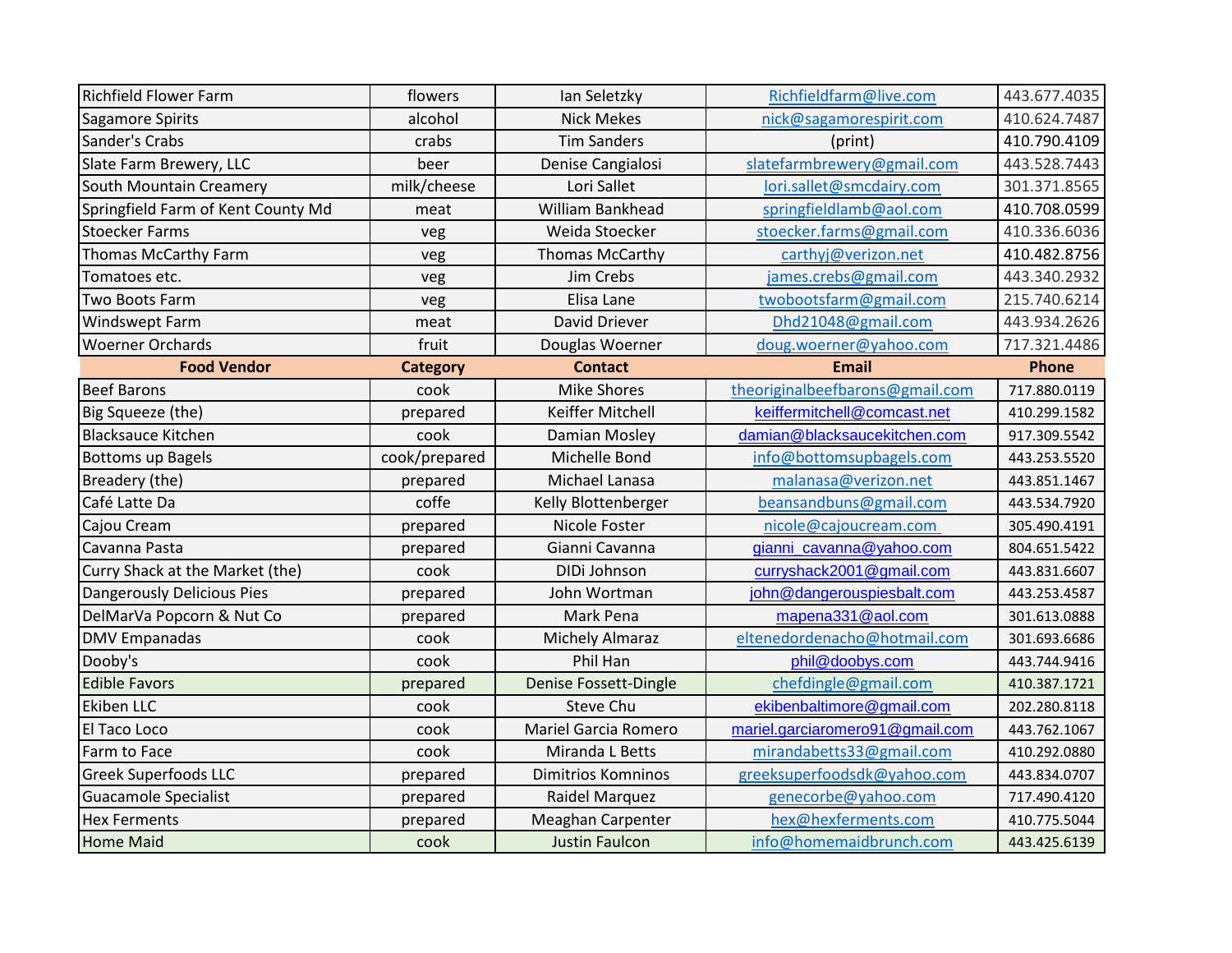| | | | | |
|---|---|---|---|---|
| Richfield Flower Farm | flowers | Ian Seletzky | Richfieldfarm@live.com | 443.677.4035 |
| Sagamore Spirits | alcohol | Nick Mekes | nick@sagamorespirit.com | 410.624.7487 |
| Sander's Crabs | crabs | Tim Sanders | (print) | 410.790.4109 |
| Slate Farm Brewery, LLC | beer | Denise Cangialosi | slatefarmbrewery@gmail.com | 443.528.7443 |
| South Mountain Creamery | milk/cheese | Lori Sallet | lori.sallet@smcdairy.com | 301.371.8565 |
| Springfield Farm of Kent County Md | meat | William Bankhead | springfieldlamb@aol.com | 410.708.0599 |
| Stoecker Farms | veg | Weida Stoecker | stoecker.farms@gmail.com | 410.336.6036 |
| Thomas McCarthy Farm | veg | Thomas McCarthy | carthyj@verizon.net | 410.482.8756 |
| Tomatoes etc. | veg | Jim Crebs | james.crebs@gmail.com | 443.340.2932 |
| Two Boots Farm | veg | Elisa Lane | twobootsfarm@gmail.com | 215.740.6214 |
| Windswept Farm | meat | David Driever | Dhd21048@gmail.com | 443.934.2626 |
| Woerner Orchards | fruit | Douglas Woerner | doug.woerner@yahoo.com | 717.321.4486 |
| **Food Vendor** | **Category** | **Contact** | **Email** | **Phone** |
| Beef Barons | cook | Mike Shores | theoriginalbeefbarons@gmail.com | 717.880.0119 |
| Big Squeeze (the) | prepared | Keiffer Mitchell | keiffermitchell@comcast.net | 410.299.1582 |
| Blacksauce Kitchen | cook | Damian Mosley | damian@blacksaucekitchen.com | 917.309.5542 |
| Bottoms up Bagels | cook/prepared | Michelle Bond | info@bottomsupbagels.com | 443.253.5520 |
| Breadery (the) | prepared | Michael Lanasa | malanasa@verizon.net | 443.851.1467 |
| Café Latte Da | coffe | Kelly Blottenberger | beansandbuns@gmail.com | 443.534.7920 |
| Cajou Cream | prepared | Nicole Foster | nicole@cajoucream.com | 305.490.4191 |
| Cavanna Pasta | prepared | Gianni Cavanna | gianni_cavanna@yahoo.com | 804.651.5422 |
| Curry Shack at the Market (the) | cook | DIDi Johnson | curryshack2001@gmail.com | 443.831.6607 |
| Dangerously Delicious Pies | prepared | John Wortman | john@dangerouspiesbalt.com | 443.253.4587 |
| DelMarVa Popcorn & Nut Co | prepared | Mark Pena | mapena331@aol.com | 301.613.0888 |
| DMV Empanadas | cook | Michely Almaraz | eltenedordenacho@hotmail.com | 301.693.6686 |
| Dooby's | cook | Phil Han | phil@doobys.com | 443.744.9416 |
| Edible Favors | prepared | Denise Fossett-Dingle | chefdingle@gmail.com | 410.387.1721 |
| Ekiben LLC | cook | Steve Chu | ekibenbaltimore@gmail.com | 202.280.8118 |
| El Taco Loco | cook | Mariel Garcia Romero | mariel.garciaromero91@gmail.com | 443.762.1067 |
| Farm to Face | cook | Miranda L Betts | mirandabetts33@gmail.com | 410.292.0880 |
| Greek Superfoods LLC | prepared | Dimitrios Komninos | greeksuperfoodsdk@yahoo.com | 443.834.0707 |
| Guacamole Specialist | prepared | Raidel Marquez | genecorbe@yahoo.com | 717.490.4120 |
| Hex Ferments | prepared | Meaghan Carpenter | hex@hexferments.com | 410.775.5044 |
| Home Maid | cook | Justin Faulcon | info@homemaidbrunch.com | 443.425.6139 |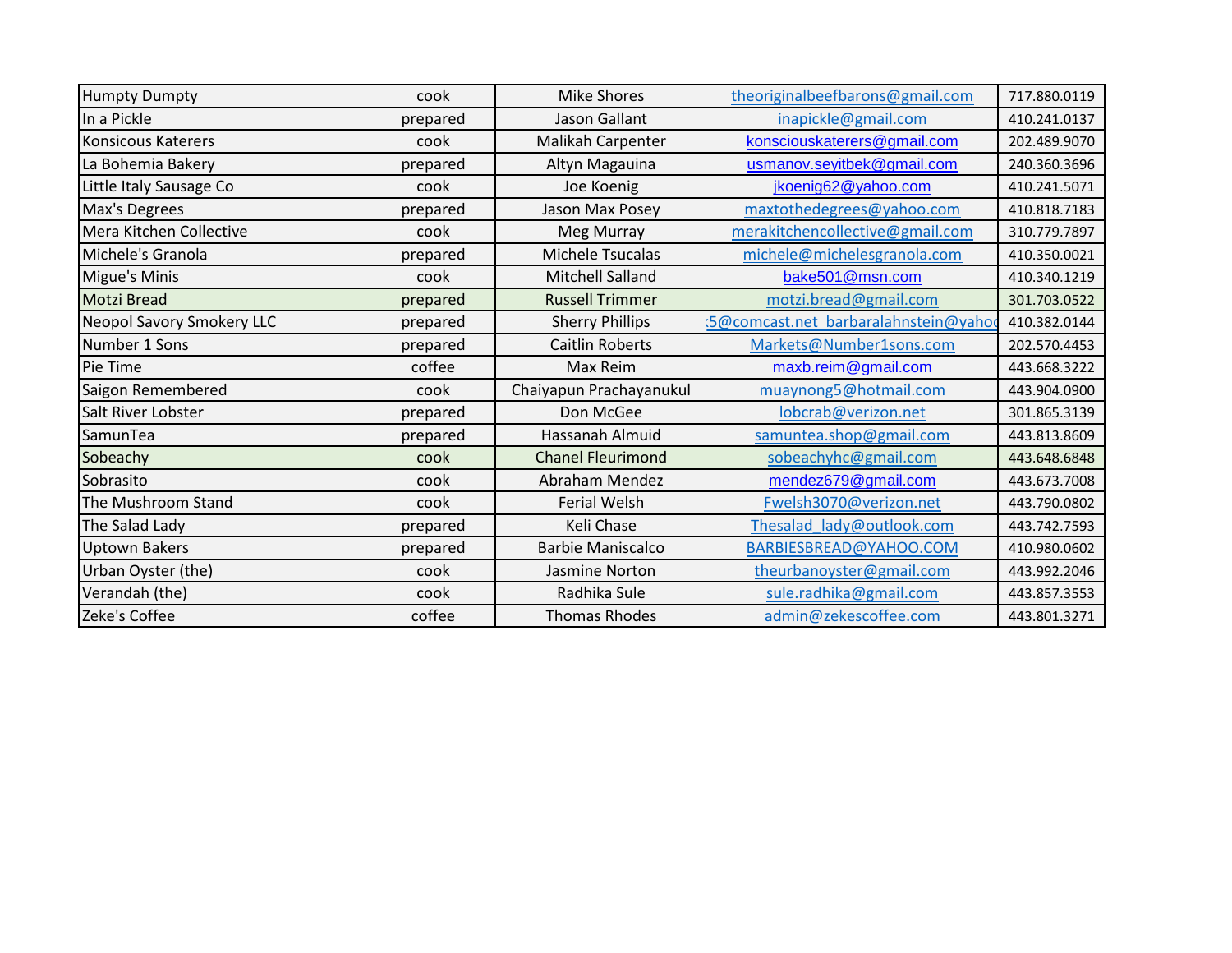| | | | | |
|---|---|---|---|---|
| Humpty Dumpty | cook | Mike Shores | theoriginalbeefbarons@gmail.com | 717.880.0119 |
| In a Pickle | prepared | Jason Gallant | inapickle@gmail.com | 410.241.0137 |
| Konsicous Katerers | cook | Malikah Carpenter | konsciouskaterers@gmail.com | 202.489.9070 |
| La Bohemia Bakery | prepared | Altyn Magauina | usmanov.seyitbek@gmail.com | 240.360.3696 |
| Little Italy Sausage Co | cook | Joe Koenig | jkoenig62@yahoo.com | 410.241.5071 |
| Max's Degrees | prepared | Jason Max Posey | maxtothedegrees@yahoo.com | 410.818.7183 |
| Mera Kitchen Collective | cook | Meg Murray | merakitchencollective@gmail.com | 310.779.7897 |
| Michele's Granola | prepared | Michele Tsucalas | michele@michelesgranola.com | 410.350.0021 |
| Migue's Minis | cook | Mitchell Salland | bake501@msn.com | 410.340.1219 |
| Motzi Bread | prepared | Russell Trimmer | motzi.bread@gmail.com | 301.703.0522 |
| Neopol Savory Smokery LLC | prepared | Sherry Phillips | 5@comcast.net barbaralahnstein@yaho | 410.382.0144 |
| Number 1 Sons | prepared | Caitlin Roberts | Markets@Number1sons.com | 202.570.4453 |
| Pie Time | coffee | Max Reim | maxb.reim@gmail.com | 443.668.3222 |
| Saigon Remembered | cook | Chaiyapun Prachayanukul | muaynong5@hotmail.com | 443.904.0900 |
| Salt River Lobster | prepared | Don McGee | lobcrab@verizon.net | 301.865.3139 |
| SamunTea | prepared | Hassanah Almuid | samuntea.shop@gmail.com | 443.813.8609 |
| Sobeachy | cook | Chanel Fleurimond | sobeachyhc@gmail.com | 443.648.6848 |
| Sobrasito | cook | Abraham Mendez | mendez679@gmail.com | 443.673.7008 |
| The Mushroom Stand | cook | Ferial Welsh | Fwelsh3070@verizon.net | 443.790.0802 |
| The Salad Lady | prepared | Keli Chase | Thesalad_lady@outlook.com | 443.742.7593 |
| Uptown Bakers | prepared | Barbie Maniscalco | BARBIESBREAD@YAHOO.COM | 410.980.0602 |
| Urban Oyster (the) | cook | Jasmine Norton | theurbanoyster@gmail.com | 443.992.2046 |
| Verandah (the) | cook | Radhika Sule | sule.radhika@gmail.com | 443.857.3553 |
| Zeke's Coffee | coffee | Thomas Rhodes | admin@zekescoffee.com | 443.801.3271 |